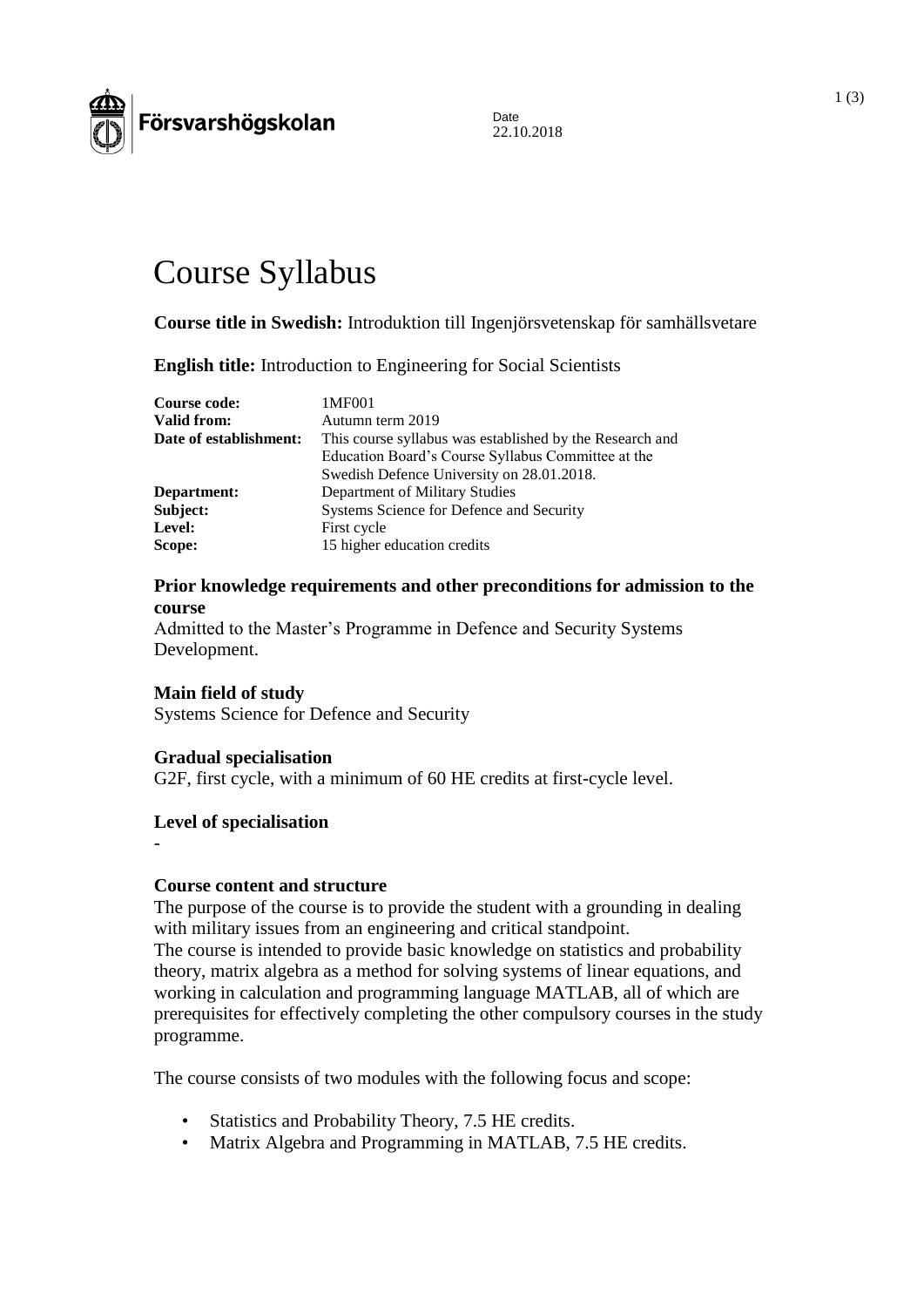Försvarshögskolan

Date
22.10.2018

# Course Syllabus

**Course title in Swedish:** Introduktion till Ingenjörsvetenskap för samhällsvetare

**English title:** Introduction to Engineering for Social Scientists

| | |
|---|---|
| **Course code:** | 1MF001 |
| **Valid from:** | Autumn term 2019 |
| **Date of establishment:** | This course syllabus was established by the Research and Education Board's Course Syllabus Committee at the Swedish Defence University on 28.01.2018. |
| **Department:** | Department of Military Studies |
| **Subject:** | Systems Science for Defence and Security |
| **Level:** | First cycle |
| **Scope:** | 15 higher education credits |

### Prior knowledge requirements and other preconditions for admission to the course

Admitted to the Master's Programme in Defence and Security Systems Development.

### Main field of study

Systems Science for Defence and Security

### Gradual specialisation

G2F, first cycle, with a minimum of 60 HE credits at first-cycle level.

### Level of specialisation

-

### Course content and structure

The purpose of the course is to provide the student with a grounding in dealing with military issues from an engineering and critical standpoint.
The course is intended to provide basic knowledge on statistics and probability theory, matrix algebra as a method for solving systems of linear equations, and working in calculation and programming language MATLAB, all of which are prerequisites for effectively completing the other compulsory courses in the study programme.

The course consists of two modules with the following focus and scope:

- Statistics and Probability Theory, 7.5 HE credits.
- Matrix Algebra and Programming in MATLAB, 7.5 HE credits.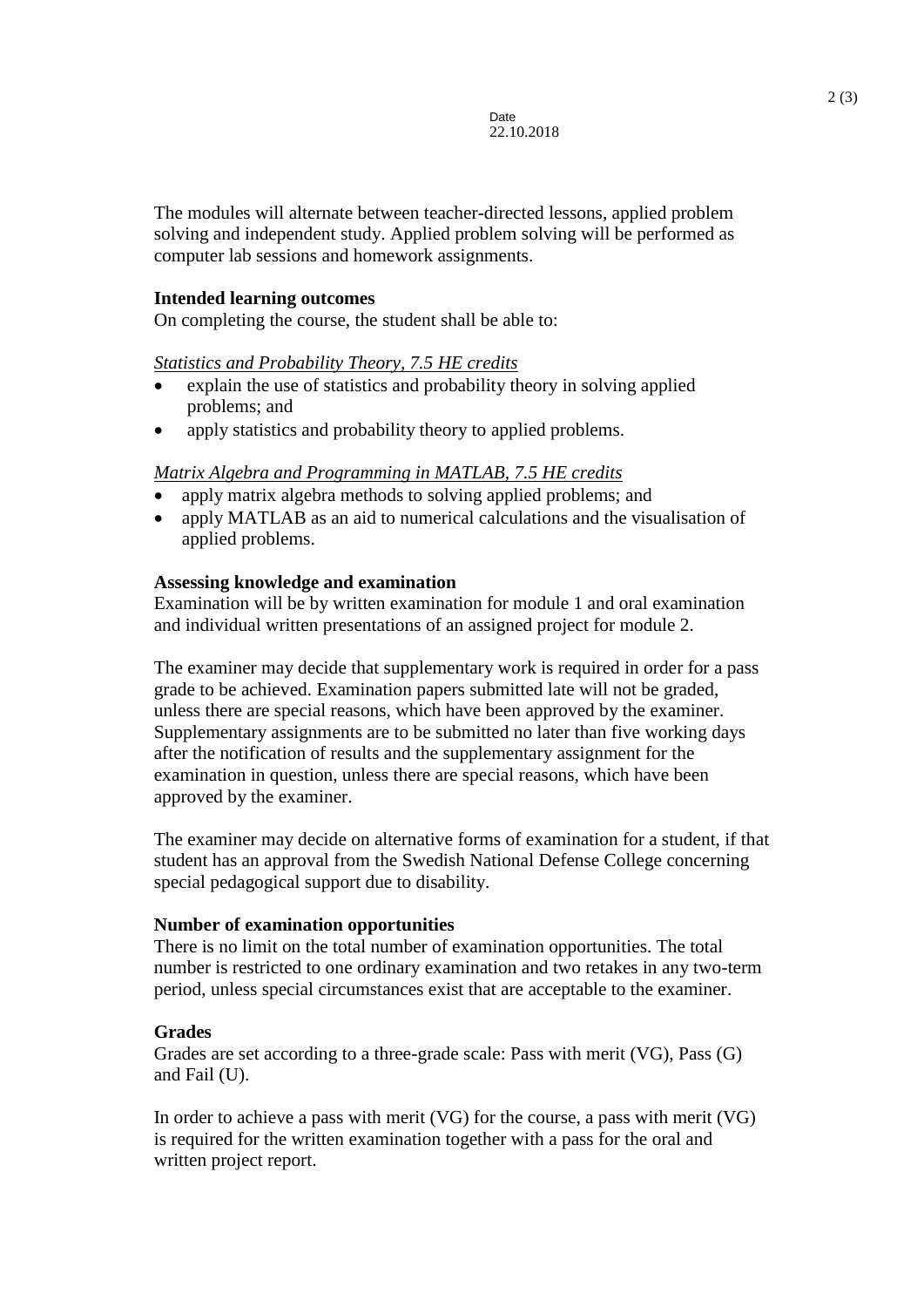The modules will alternate between teacher-directed lessons, applied problem solving and independent study. Applied problem solving will be performed as computer lab sessions and homework assignments.

**Intended learning outcomes**
On completing the course, the student shall be able to:

*Statistics and Probability Theory, 7.5 HE credits*

- explain the use of statistics and probability theory in solving applied problems; and
- apply statistics and probability theory to applied problems.

*Matrix Algebra and Programming in MATLAB, 7.5 HE credits*

- apply matrix algebra methods to solving applied problems; and
- apply MATLAB as an aid to numerical calculations and the visualisation of applied problems.

**Assessing knowledge and examination**
Examination will be by written examination for module 1 and oral examination and individual written presentations of an assigned project for module 2.

The examiner may decide that supplementary work is required in order for a pass grade to be achieved. Examination papers submitted late will not be graded, unless there are special reasons, which have been approved by the examiner. Supplementary assignments are to be submitted no later than five working days after the notification of results and the supplementary assignment for the examination in question, unless there are special reasons, which have been approved by the examiner.

The examiner may decide on alternative forms of examination for a student, if that student has an approval from the Swedish National Defense College concerning special pedagogical support due to disability.

**Number of examination opportunities**
There is no limit on the total number of examination opportunities. The total number is restricted to one ordinary examination and two retakes in any two-term period, unless special circumstances exist that are acceptable to the examiner.

**Grades**
Grades are set according to a three-grade scale: Pass with merit (VG), Pass (G) and Fail (U).

In order to achieve a pass with merit (VG) for the course, a pass with merit (VG) is required for the written examination together with a pass for the oral and written project report.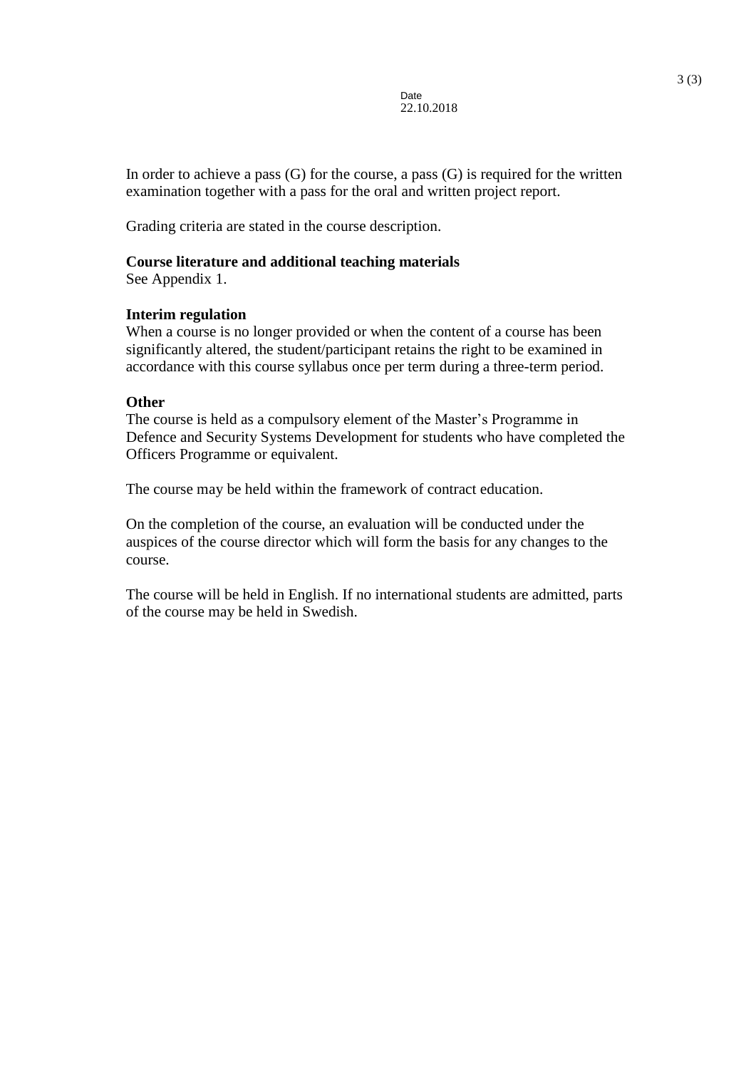In order to achieve a pass (G) for the course, a pass (G) is required for the written examination together with a pass for the oral and written project report.

Grading criteria are stated in the course description.

**Course literature and additional teaching materials**
See Appendix 1.

**Interim regulation**
When a course is no longer provided or when the content of a course has been significantly altered, the student/participant retains the right to be examined in accordance with this course syllabus once per term during a three-term period.

**Other**
The course is held as a compulsory element of the Master's Programme in Defence and Security Systems Development for students who have completed the Officers Programme or equivalent.

The course may be held within the framework of contract education.

On the completion of the course, an evaluation will be conducted under the auspices of the course director which will form the basis for any changes to the course.

The course will be held in English. If no international students are admitted, parts of the course may be held in Swedish.